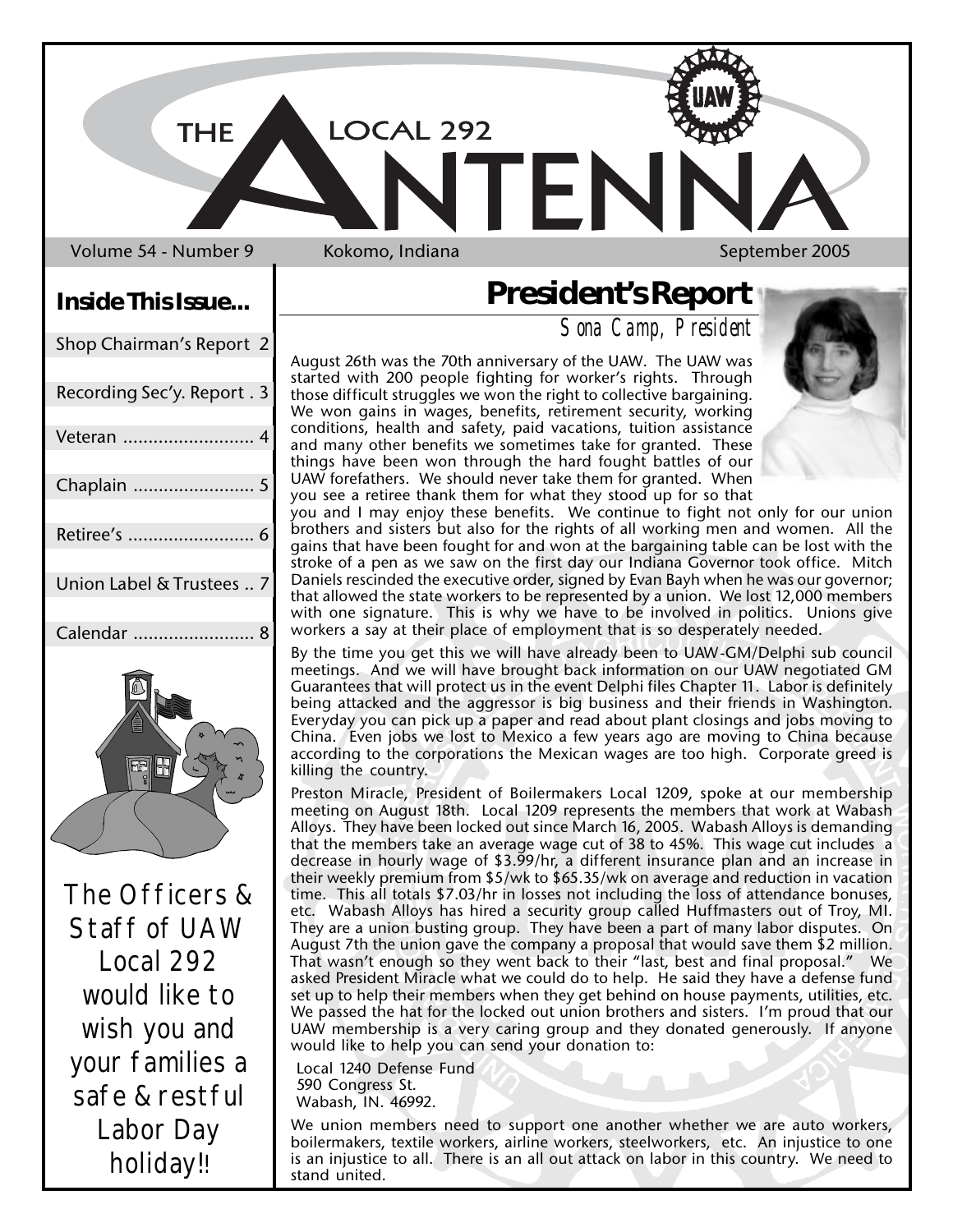# THE LOCAL 292 ANTENNA

Volume 54 - Number 9 Kokomo, Indiana September 2005

## Inside This Issue...

| | |
|---|---|
| Shop Chairman's Report | 2 |
| Recording Sec'y. Report | 3 |
| Veteran | 4 |
| Chaplain | 5 |
| Retiree's | 6 |
| Union Label & Trustees | 7 |
| Calendar | 8 |

The Officers & Staff of UAW Local 292 would like to wish you and your families a safe & restful Labor Day holiday!!

## President's Report

*Sona Camp, President*

August 26th was the 70th anniversary of the UAW. The UAW was started with 200 people fighting for worker's rights. Through those difficult struggles we won the right to collective bargaining. We won gains in wages, benefits, retirement security, working conditions, health and safety, paid vacations, tuition assistance and many other benefits we sometimes take for granted. These things have been won through the hard fought battles of our UAW forefathers. We should never take them for granted. When you see a retiree thank them for what they stood up for so that you and I may enjoy these benefits. We continue to fight not only for our union brothers and sisters but also for the rights of all working men and women. All the gains that have been fought for and won at the bargaining table can be lost with the stroke of a pen as we saw on the first day our Indiana Governor took office. Mitch Daniels rescinded the executive order, signed by Evan Bayh when he was our governor; that allowed the state workers to be represented by a union. We lost 12,000 members with one signature. This is why we have to be involved in politics. Unions give workers a say at their place of employment that is so desperately needed.

By the time you get this we will have already been to UAW-GM/Delphi sub council meetings. And we will have brought back information on our UAW negotiated GM Guarantees that will protect us in the event Delphi files Chapter 11. Labor is definitely being attacked and the aggressor is big business and their friends in Washington. Everyday you can pick up a paper and read about plant closings and jobs moving to China. Even jobs we lost to Mexico a few years ago are moving to China because according to the corporations the Mexican wages are too high. Corporate greed is killing the country.

Preston Miracle, President of Boilermakers Local 1209, spoke at our membership meeting on August 18th. Local 1209 represents the members that work at Wabash Alloys. They have been locked out since March 16, 2005. Wabash Alloys is demanding that the members take an average wage cut of 38 to 45%. This wage cut includes a decrease in hourly wage of $3.99/hr, a different insurance plan and an increase in their weekly premium from $5/wk to $65.35/wk on average and reduction in vacation time. This all totals $7.03/hr in losses not including the loss of attendance bonuses, etc. Wabash Alloys has hired a security group called Huffmasters out of Troy, MI. They are a union busting group. They have been a part of many labor disputes. On August 7th the union gave the company a proposal that would save them $2 million. That wasn't enough so they went back to their "last, best and final proposal." We asked President Miracle what we could do to help. He said they have a defense fund set up to help their members when they get behind on house payments, utilities, etc. We passed the hat for the locked out union brothers and sisters. I'm proud that our UAW membership is a very caring group and they donated generously. If anyone would like to help you can send your donation to:

Local 1240 Defense Fund
590 Congress St.
Wabash, IN. 46992.

We union members need to support one another whether we are auto workers, boilermakers, textile workers, airline workers, steelworkers, etc. An injustice to one is an injustice to all. There is an all out attack on labor in this country. We need to stand united.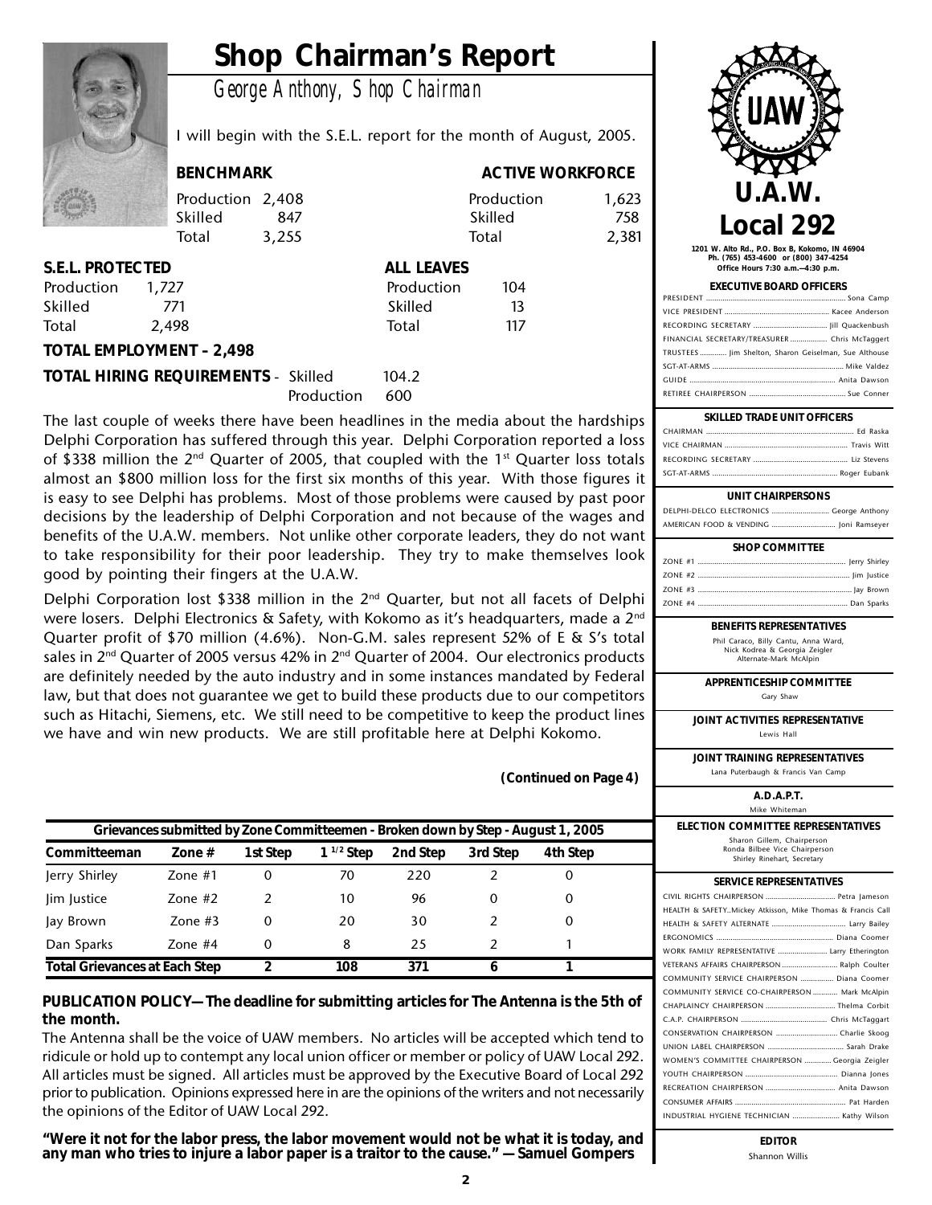# Shop Chairman's Report

*George Anthony, Shop Chairman*

I will begin with the S.E.L. report for the month of August, 2005.

| BENCHMARK | | ACTIVE WORKFORCE | |
|---|---|---|---|
| Production | 2,408 | Production | 1,623 |
| Skilled | 847 | Skilled | 758 |
| Total | 3,255 | Total | 2,381 |

| S.E.L. PROTECTED | | ALL LEAVES | |
|---|---|---|---|
| Production | 1,727 | Production | 104 |
| Skilled | 771 | Skilled | 13 |
| Total | 2,498 | Total | 117 |

**TOTAL EMPLOYMENT – 2,498**

**TOTAL HIRING REQUIREMENTS** - Skilled 104.2
Production 600

The last couple of weeks there have been headlines in the media about the hardships Delphi Corporation has suffered through this year. Delphi Corporation reported a loss of $338 million the 2nd Quarter of 2005, that coupled with the 1st Quarter loss totals almost an $800 million loss for the first six months of this year. With those figures it is easy to see Delphi has problems. Most of those problems were caused by past poor decisions by the leadership of Delphi Corporation and not because of the wages and benefits of the U.A.W. members. Not unlike other corporate leaders, they do not want to take responsibility for their poor leadership. They try to make themselves look good by pointing their fingers at the U.A.W.

Delphi Corporation lost $338 million in the 2nd Quarter, but not all facets of Delphi were losers. Delphi Electronics & Safety, with Kokomo as it's headquarters, made a 2nd Quarter profit of $70 million (4.6%). Non-G.M. sales represent 52% of E & S's total sales in 2nd Quarter of 2005 versus 42% in 2nd Quarter of 2004. Our electronics products are definitely needed by the auto industry and in some instances mandated by Federal law, but that does not guarantee we get to build these products due to our competitors such as Hitachi, Siemens, etc. We still need to be competitive to keep the product lines we have and win new products. We are still profitable here at Delphi Kokomo.

**(Continued on Page 4)**

**Grievances submitted by Zone Committeemen - Broken down by Step - August 1, 2005**

| Committeeman | Zone # | 1st Step | 1 1/2 Step | 2nd Step | 3rd Step | 4th Step |
|---|---|---|---|---|---|---|
| Jerry Shirley | Zone #1 | 0 | 70 | 220 | 2 | 0 |
| Jim Justice | Zone #2 | 2 | 10 | 96 | 0 | 0 |
| Jay Brown | Zone #3 | 0 | 20 | 30 | 2 | 0 |
| Dan Sparks | Zone #4 | 0 | 8 | 25 | 2 | 1 |
| **Total Grievances at Each Step** | | **2** | **108** | **371** | **6** | **1** |

**PUBLICATION POLICY—The deadline for submitting articles for The Antenna is the 5th of the month.**

The Antenna shall be the voice of UAW members. No articles will be accepted which tend to ridicule or hold up to contempt any local union officer or member or policy of UAW Local 292. All articles must be signed. All articles must be approved by the Executive Board of Local 292 prior to publication. Opinions expressed here in are the opinions of the writers and not necessarily the opinions of the Editor of UAW Local 292.

**"Were it not for the labor press, the labor movement would not be what it is today, and any man who tries to injure a labor paper is a traitor to the cause." —Samuel Gompers**

## U.A.W. Local 292

1201 W. Alto Rd., P.O. Box B, Kokomo, IN 46904
Ph. (765) 453-4600 or (800) 347-4254
Office Hours 7:30 a.m.—4:30 p.m.

**EXECUTIVE BOARD OFFICERS**

- PRESIDENT ..... Sona Camp
- VICE PRESIDENT ..... Kacee Anderson
- RECORDING SECRETARY ..... Jill Quackenbush
- FINANCIAL SECRETARY/TREASURER ..... Chris McTaggert
- TRUSTEES ..... Jim Shelton, Sharon Geiselman, Sue Althouse
- SGT-AT-ARMS ..... Mike Valdez
- GUIDE ..... Anita Dawson
- RETIREE CHAIRPERSON ..... Sue Conner

**SKILLED TRADE UNIT OFFICERS**

- CHAIRMAN ..... Ed Raska
- VICE CHAIRMAN ..... Travis Witt
- RECORDING SECRETARY ..... Liz Stevens
- SGT-AT-ARMS ..... Roger Eubank

**UNIT CHAIRPERSONS**

- DELPHI-DELCO ELECTRONICS ..... George Anthony
- AMERICAN FOOD & VENDING ..... Joni Ramseyer

**SHOP COMMITTEE**

- ZONE #1 ..... Jerry Shirley
- ZONE #2 ..... Jim Justice
- ZONE #3 ..... Jay Brown
- ZONE #4 ..... Dan Sparks

**BENEFITS REPRESENTATIVES**

Phil Caraco, Billy Cantu, Anna Ward, Nick Kodrea & Georgia Zeigler
Alternate-Mark McAlpin

**APPRENTICESHIP COMMITTEE**

Gary Shaw

**JOINT ACTIVITIES REPRESENTATIVE**

Lewis Hall

**JOINT TRAINING REPRESENTATIVES**

Lana Puterbaugh & Francis Van Camp

**A.D.A.P.T.**

Mike Whiteman

**ELECTION COMMITTEE REPRESENTATIVES**

Sharon Gillem, Chairperson
Ronda Bilbee Vice Chairperson
Shirley Rinehart, Secretary

**SERVICE REPRESENTATIVES**

- CIVIL RIGHTS CHAIRPERSON ..... Petra Jameson
- HEALTH & SAFETY..Mickey Atkisson, Mike Thomas & Francis Call
- HEALTH & SAFETY ALTERNATE ..... Larry Bailey
- ERGONOMICS ..... Diana Coomer
- WORK FAMILY REPRESENTATIVE ..... Larry Etherington
- VETERANS AFFAIRS CHAIRPERSON ..... Ralph Coulter
- COMMUNITY SERVICE CHAIRPERSON ..... Diana Coomer
- COMMUNITY SERVICE CO-CHAIRPERSON ..... Mark McAlpin
- CHAPLAINCY CHAIRPERSON ..... Thelma Corbit
- C.A.P. CHAIRPERSON ..... Chris McTaggart
- CONSERVATION CHAIRPERSON ..... Charlie Skoog
- UNION LABEL CHAIRPERSON ..... Sarah Drake
- WOMEN'S COMMITTEE CHAIRPERSON ..... Georgia Zeigler
- YOUTH CHAIRPERSON ..... Dianna Jones
- RECREATION CHAIRPERSON ..... Anita Dawson
- CONSUMER AFFAIRS ..... Pat Harden
- INDUSTRIAL HYGIENE TECHNICIAN ..... Kathy Wilson

**EDITOR**

Shannon Willis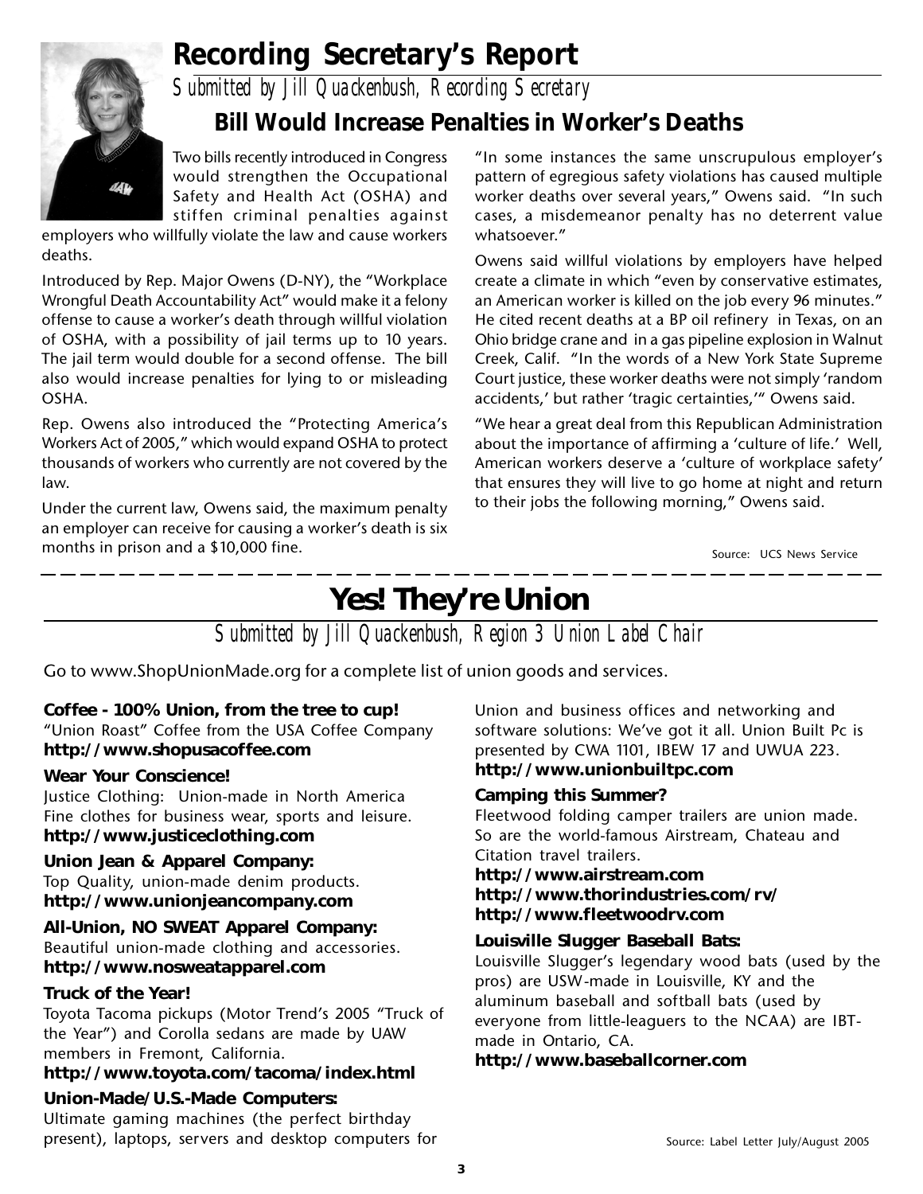# Recording Secretary's Report

*Submitted by Jill Quackenbush, Recording Secretary*

## Bill Would Increase Penalties in Worker's Deaths

Two bills recently introduced in Congress would strengthen the Occupational Safety and Health Act (OSHA) and stiffen criminal penalties against employers who willfully violate the law and cause workers deaths.

Introduced by Rep. Major Owens (D-NY), the "Workplace Wrongful Death Accountability Act" would make it a felony offense to cause a worker's death through willful violation of OSHA, with a possibility of jail terms up to 10 years. The jail term would double for a second offense. The bill also would increase penalties for lying to or misleading OSHA.

Rep. Owens also introduced the "Protecting America's Workers Act of 2005," which would expand OSHA to protect thousands of workers who currently are not covered by the law.

Under the current law, Owens said, the maximum penalty an employer can receive for causing a worker's death is six months in prison and a $10,000 fine.

"In some instances the same unscrupulous employer's pattern of egregious safety violations has caused multiple worker deaths over several years," Owens said. "In such cases, a misdemeanor penalty has no deterrent value whatsoever."

Owens said willful violations by employers have helped create a climate in which "even by conservative estimates, an American worker is killed on the job every 96 minutes." He cited recent deaths at a BP oil refinery in Texas, on an Ohio bridge crane and in a gas pipeline explosion in Walnut Creek, Calif. "In the words of a New York State Supreme Court justice, these worker deaths were not simply 'random accidents,' but rather 'tragic certainties,'" Owens said.

"We hear a great deal from this Republican Administration about the importance of affirming a 'culture of life.' Well, American workers deserve a 'culture of workplace safety' that ensures they will live to go home at night and return to their jobs the following morning," Owens said.

Source: UCS News Service

---

# Yes! They're Union

*Submitted by Jill Quackenbush, Region 3 Union Label Chair*

Go to www.ShopUnionMade.org for a complete list of union goods and services.

**Coffee - 100% Union, from the tree to cup!**
"Union Roast" Coffee from the USA Coffee Company
**http://www.shopusacoffee.com**

**Wear Your Conscience!**
Justice Clothing: Union-made in North America
Fine clothes for business wear, sports and leisure.
**http://www.justiceclothing.com**

**Union Jean & Apparel Company:**
Top Quality, union-made denim products.
**http://www.unionjeancompany.com**

**All-Union, NO SWEAT Apparel Company:**
Beautiful union-made clothing and accessories.
**http://www.nosweatapparel.com**

**Truck of the Year!**
Toyota Tacoma pickups (Motor Trend's 2005 "Truck of the Year") and Corolla sedans are made by UAW members in Fremont, California.
**http://www.toyota.com/tacoma/index.html**

**Union-Made/U.S.-Made Computers:**
Ultimate gaming machines (the perfect birthday present), laptops, servers and desktop computers for Union and business offices and networking and software solutions: We've got it all. Union Built Pc is presented by CWA 1101, IBEW 17 and UWUA 223.
**http://www.unionbuiltpc.com**

**Camping this Summer?**
Fleetwood folding camper trailers are union made. So are the world-famous Airstream, Chateau and Citation travel trailers.
**http://www.airstream.com**
**http://www.thorindustries.com/rv/**
**http://www.fleetwoodrv.com**

**Louisville Slugger Baseball Bats:**
Louisville Slugger's legendary wood bats (used by the pros) are USW-made in Louisville, KY and the aluminum baseball and softball bats (used by everyone from little-leaguers to the NCAA) are IBT-made in Ontario, CA.
**http://www.baseballcorner.com**

Source: Label Letter July/August 2005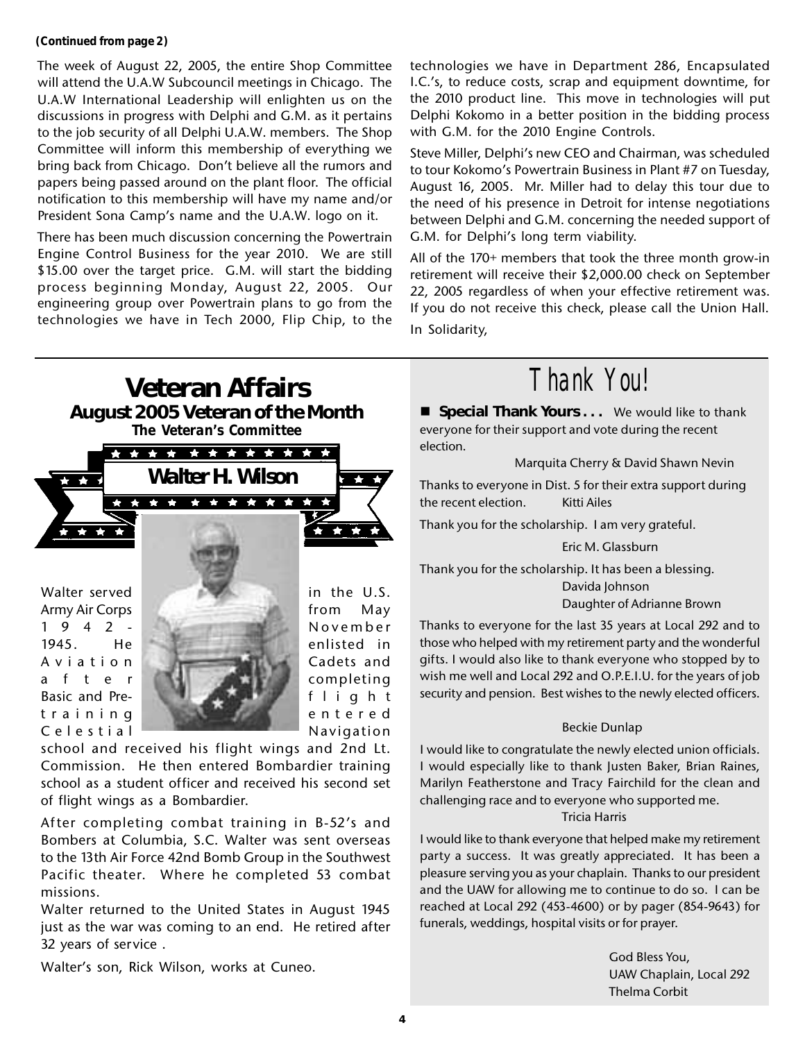**(Continued from page 2)**

The week of August 22, 2005, the entire Shop Committee will attend the U.A.W Subcouncil meetings in Chicago. The U.A.W International Leadership will enlighten us on the discussions in progress with Delphi and G.M. as it pertains to the job security of all Delphi U.A.W. members. The Shop Committee will inform this membership of everything we bring back from Chicago. Don't believe all the rumors and papers being passed around on the plant floor. The official notification to this membership will have my name and/or President Sona Camp's name and the U.A.W. logo on it.

There has been much discussion concerning the Powertrain Engine Control Business for the year 2010. We are still $15.00 over the target price. G.M. will start the bidding process beginning Monday, August 22, 2005. Our engineering group over Powertrain plans to go from the technologies we have in Tech 2000, Flip Chip, to the technologies we have in Department 286, Encapsulated I.C.'s, to reduce costs, scrap and equipment downtime, for the 2010 product line. This move in technologies will put Delphi Kokomo in a better position in the bidding process with G.M. for the 2010 Engine Controls.

Steve Miller, Delphi's new CEO and Chairman, was scheduled to tour Kokomo's Powertrain Business in Plant #7 on Tuesday, August 16, 2005. Mr. Miller had to delay this tour due to the need of his presence in Detroit for intense negotiations between Delphi and G.M. concerning the needed support of G.M. for Delphi's long term viability.

All of the 170+ members that took the three month grow-in retirement will receive their $2,000.00 check on September 22, 2005 regardless of when your effective retirement was. If you do not receive this check, please call the Union Hall.

In Solidarity,

# Veteran Affairs

## August 2005 Veteran of the Month

***The Veteran's Committee***

### Walter H. Wilson

Walter served in the U.S. Army Air Corps from May 1942 - November 1945. He enlisted in Aviation Cadets and after completing Basic and Pre-flight training entered Celestial Navigation school and received his flight wings and 2nd Lt. Commission. He then entered Bombardier training school as a student officer and received his second set of flight wings as a Bombardier.

After completing combat training in B-52's and Bombers at Columbia, S.C. Walter was sent overseas to the 13th Air Force 42nd Bomb Group in the Southwest Pacific theater. Where he completed 53 combat missions.

Walter returned to the United States in August 1945 just as the war was coming to an end. He retired after 32 years of service .

Walter's son, Rick Wilson, works at Cuneo.

# Thank You!

■ **Special Thank Yours . . .** We would like to thank everyone for their support and vote during the recent election.

Marquita Cherry & David Shawn Nevin

Thanks to everyone in Dist. 5 for their extra support during the recent election. Kitti Ailes

Thank you for the scholarship. I am very grateful.

Eric M. Glassburn

Thank you for the scholarship. It has been a blessing.

Davida Johnson
Daughter of Adrianne Brown

Thanks to everyone for the last 35 years at Local 292 and to those who helped with my retirement party and the wonderful gifts. I would also like to thank everyone who stopped by to wish me well and Local 292 and O.P.E.I.U. for the years of job security and pension. Best wishes to the newly elected officers.

Beckie Dunlap

I would like to congratulate the newly elected union officials. I would especially like to thank Justen Baker, Brian Raines, Marilyn Featherstone and Tracy Fairchild for the clean and challenging race and to everyone who supported me.

Tricia Harris

I would like to thank everyone that helped make my retirement party a success. It was greatly appreciated. It has been a pleasure serving you as your chaplain. Thanks to our president and the UAW for allowing me to continue to do so. I can be reached at Local 292 (453-4600) or by pager (854-9643) for funerals, weddings, hospital visits or for prayer.

God Bless You,
UAW Chaplain, Local 292
Thelma Corbit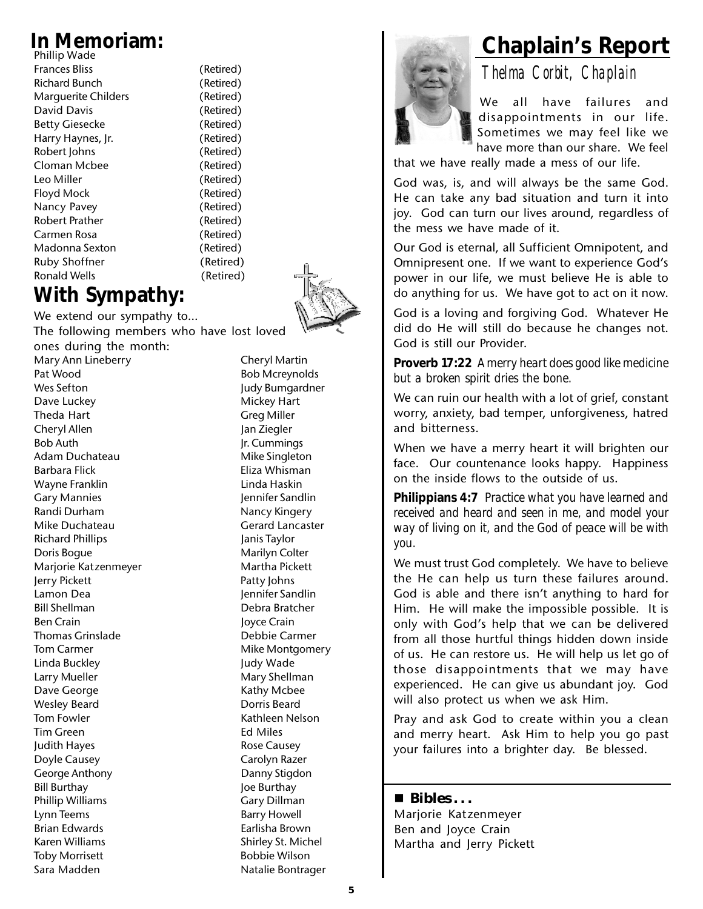## In Memoriam:

| | |
|---|---|
| Phillip Wade | |
| Frances Bliss | (Retired) |
| Richard Bunch | (Retired) |
| Marguerite Childers | (Retired) |
| David Davis | (Retired) |
| Betty Giesecke | (Retired) |
| Harry Haynes, Jr. | (Retired) |
| Robert Johns | (Retired) |
| Cloman Mcbee | (Retired) |
| Leo Miller | (Retired) |
| Floyd Mock | (Retired) |
| Nancy Pavey | (Retired) |
| Robert Prather | (Retired) |
| Carmen Rosa | (Retired) |
| Madonna Sexton | (Retired) |
| Ruby Shoffner | (Retired) |
| Ronald Wells | (Retired) |

## With Sympathy:

We extend our sympathy to...
The following members who have lost loved ones during the month:

| | |
|---|---|
| Mary Ann Lineberry | Cheryl Martin |
| Pat Wood | Bob Mcreynolds |
| Wes Sefton | Judy Bumgardner |
| Dave Luckey | Mickey Hart |
| Theda Hart | Greg Miller |
| Cheryl Allen | Jan Ziegler |
| Bob Auth | Jr. Cummings |
| Adam Duchateau | Mike Singleton |
| Barbara Flick | Eliza Whisman |
| Wayne Franklin | Linda Haskin |
| Gary Mannies | Jennifer Sandlin |
| Randi Durham | Nancy Kingery |
| Mike Duchateau | Gerard Lancaster |
| Richard Phillips | Janis Taylor |
| Doris Bogue | Marilyn Colter |
| Marjorie Katzenmeyer | Martha Pickett |
| Jerry Pickett | Patty Johns |
| Lamon Dea | Jennifer Sandlin |
| Bill Shellman | Debra Bratcher |
| Ben Crain | Joyce Crain |
| Thomas Grinslade | Debbie Carmer |
| Tom Carmer | Mike Montgomery |
| Linda Buckley | Judy Wade |
| Larry Mueller | Mary Shellman |
| Dave George | Kathy Mcbee |
| Wesley Beard | Dorris Beard |
| Tom Fowler | Kathleen Nelson |
| Tim Green | Ed Miles |
| Judith Hayes | Rose Causey |
| Doyle Causey | Carolyn Razer |
| George Anthony | Danny Stigdon |
| Bill Burthay | Joe Burthay |
| Phillip Williams | Gary Dillman |
| Lynn Teems | Barry Howell |
| Brian Edwards | Earlisha Brown |
| Karen Williams | Shirley St. Michel |
| Toby Morrisett | Bobbie Wilson |
| Sara Madden | Natalie Bontrager |

# Chaplain's Report

*Thelma Corbit, Chaplain*

We all have failures and disappointments in our life. Sometimes we may feel like we have more than our share. We feel that we have really made a mess of our life.

God was, is, and will always be the same God. He can take any bad situation and turn it into joy. God can turn our lives around, regardless of the mess we have made of it.

Our God is eternal, all Sufficient Omnipotent, and Omnipresent one. If we want to experience God's power in our life, we must believe He is able to do anything for us. We have got to act on it now.

God is a loving and forgiving God. Whatever He did do He will still do because he changes not. God is still our Provider.

**Proverb 17:22** *A merry heart does good like medicine but a broken spirit dries the bone.*

We can ruin our health with a lot of grief, constant worry, anxiety, bad temper, unforgiveness, hatred and bitterness.

When we have a merry heart it will brighten our face. Our countenance looks happy. Happiness on the inside flows to the outside of us.

**Philippians 4:7** *Practice what you have learned and received and heard and seen in me, and model your way of living on it, and the God of peace will be with you.*

We must trust God completely. We have to believe the He can help us turn these failures around. God is able and there isn't anything to hard for Him. He will make the impossible possible. It is only with God's help that we can be delivered from all those hurtful things hidden down inside of us. He can restore us. He will help us let go of those disappointments that we may have experienced. He can give us abundant joy. God will also protect us when we ask Him.

Pray and ask God to create within you a clean and merry heart. Ask Him to help you go past your failures into a brighter day. Be blessed.

### ■ Bibles...

Marjorie Katzenmeyer
Ben and Joyce Crain
Martha and Jerry Pickett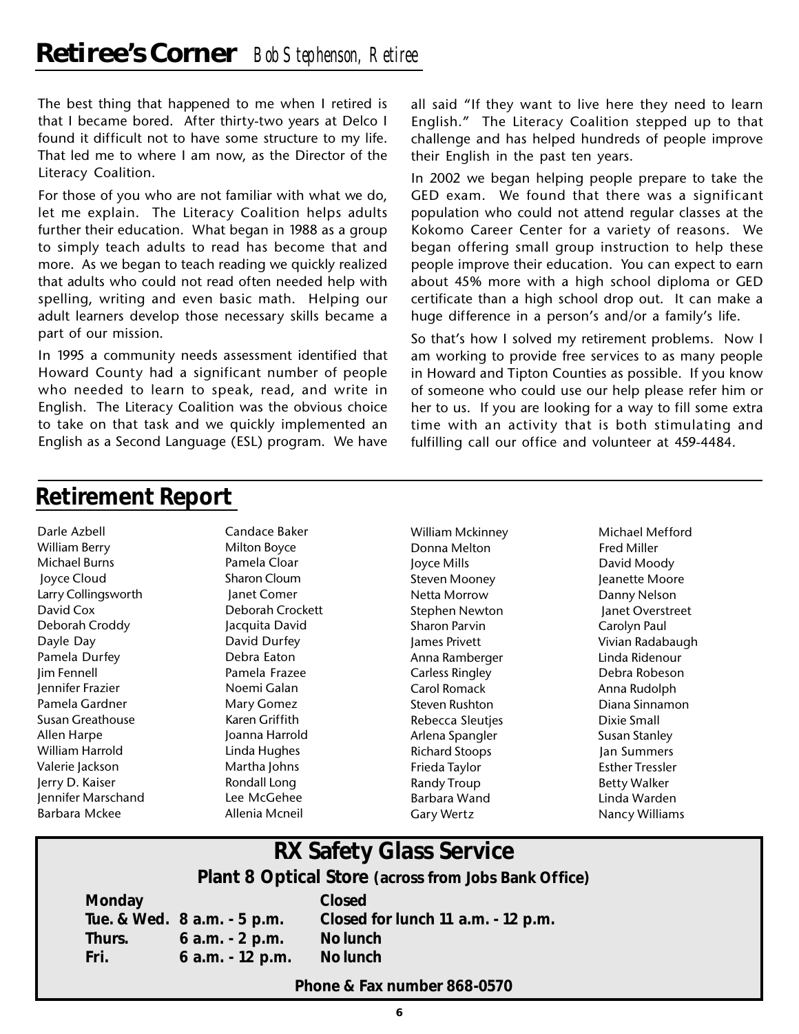# Retiree's Corner *Bob Stephenson, Retiree*

The best thing that happened to me when I retired is that I became bored. After thirty-two years at Delco I found it difficult not to have some structure to my life. That led me to where I am now, as the Director of the Literacy Coalition.

For those of you who are not familiar with what we do, let me explain. The Literacy Coalition helps adults further their education. What began in 1988 as a group to simply teach adults to read has become that and more. As we began to teach reading we quickly realized that adults who could not read often needed help with spelling, writing and even basic math. Helping our adult learners develop those necessary skills became a part of our mission.

In 1995 a community needs assessment identified that Howard County had a significant number of people who needed to learn to speak, read, and write in English. The Literacy Coalition was the obvious choice to take on that task and we quickly implemented an English as a Second Language (ESL) program. We have all said "If they want to live here they need to learn English." The Literacy Coalition stepped up to that challenge and has helped hundreds of people improve their English in the past ten years.

In 2002 we began helping people prepare to take the GED exam. We found that there was a significant population who could not attend regular classes at the Kokomo Career Center for a variety of reasons. We began offering small group instruction to help these people improve their education. You can expect to earn about 45% more with a high school diploma or GED certificate than a high school drop out. It can make a huge difference in a person's and/or a family's life.

So that's how I solved my retirement problems. Now I am working to provide free services to as many people in Howard and Tipton Counties as possible. If you know of someone who could use our help please refer him or her to us. If you are looking for a way to fill some extra time with an activity that is both stimulating and fulfilling call our office and volunteer at 459-4484.

## Retirement Report

Darle Azbell
William Berry
Michael Burns
Joyce Cloud
Larry Collingsworth
David Cox
Deborah Croddy
Dayle Day
Pamela Durfey
Jim Fennell
Jennifer Frazier
Pamela Gardner
Susan Greathouse
Allen Harpe
William Harrold
Valerie Jackson
Jerry D. Kaiser
Jennifer Marschand
Barbara Mckee
Candace Baker
Milton Boyce
Pamela Cloar
Sharon Cloum
Janet Comer
Deborah Crockett
Jacquita David
David Durfey
Debra Eaton
Pamela Frazee
Noemi Galan
Mary Gomez
Karen Griffith
Joanna Harrold
Linda Hughes
Martha Johns
Rondall Long
Lee McGehee
Allenia Mcneil
William Mckinney
Donna Melton
Joyce Mills
Steven Mooney
Netta Morrow
Stephen Newton
Sharon Parvin
James Privett
Anna Ramberger
Carless Ringley
Carol Romack
Steven Rushton
Rebecca Sleutjes
Arlena Spangler
Richard Stoops
Frieda Taylor
Randy Troup
Barbara Wand
Gary Wertz
Michael Mefford
Fred Miller
David Moody
Jeanette Moore
Danny Nelson
Janet Overstreet
Carolyn Paul
Vivian Radabaugh
Linda Ridenour
Debra Robeson
Anna Rudolph
Diana Sinnamon
Dixie Small
Susan Stanley
Jan Summers
Esther Tressler
Betty Walker
Linda Warden
Nancy Williams

## RX Safety Glass Service

**Plant 8 Optical Store (across from Jobs Bank Office)**

| | | |
|---|---|---|
| **Monday** | | **Closed** |
| **Tue. & Wed.** | **8 a.m. - 5 p.m.** | **Closed for lunch 11 a.m. - 12 p.m.** |
| **Thurs.** | **6 a.m. - 2 p.m.** | **No lunch** |
| **Fri.** | **6 a.m. - 12 p.m.** | **No lunch** |

**Phone & Fax number 868-0570**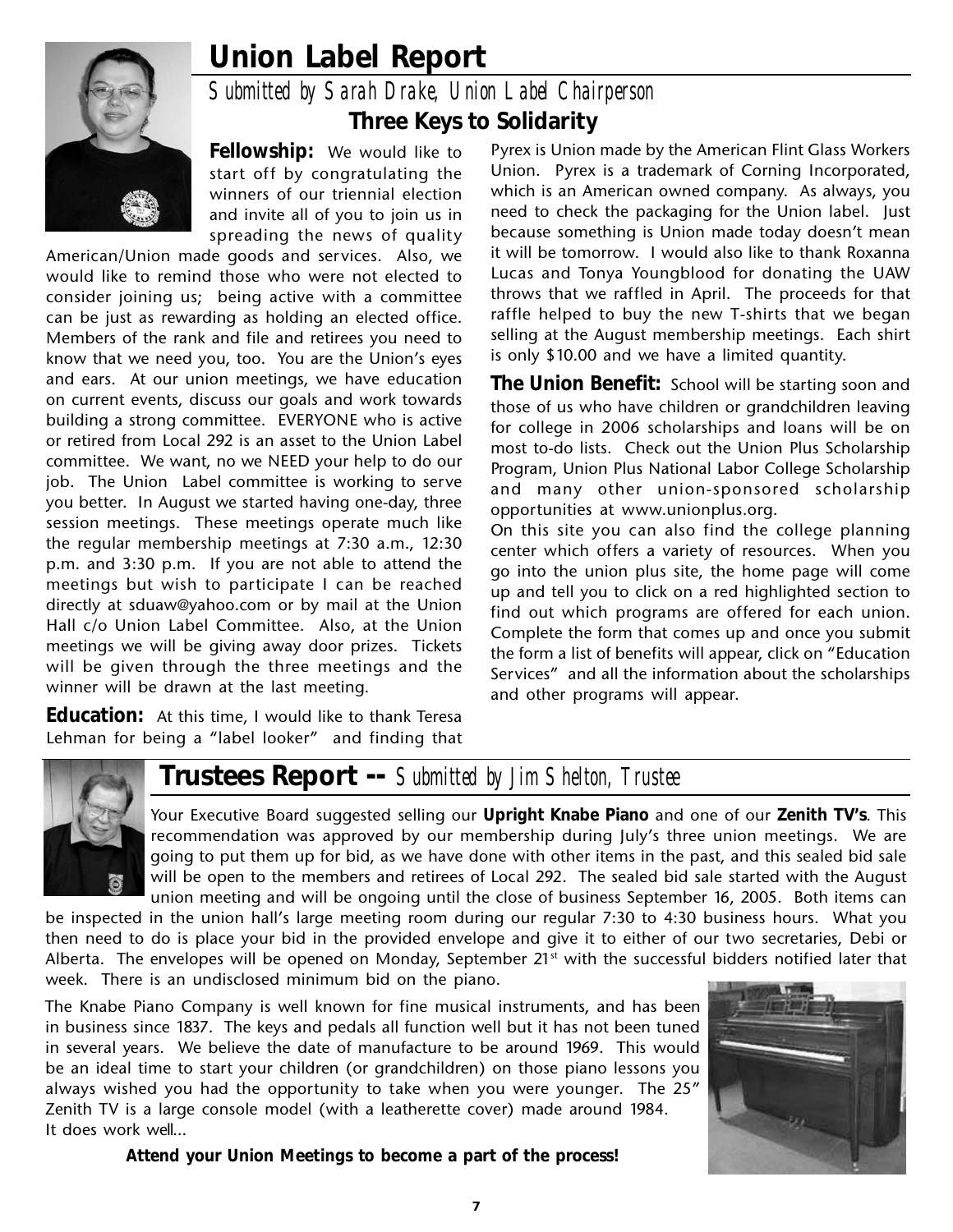## Union Label Report

*Submitted by Sarah Drake, Union Label Chairperson*

### Three Keys to Solidarity

**Fellowship:** We would like to start off by congratulating the winners of our triennial election and invite all of you to join us in spreading the news of quality American/Union made goods and services. Also, we would like to remind those who were not elected to consider joining us; being active with a committee can be just as rewarding as holding an elected office. Members of the rank and file and retirees you need to know that we need you, too. You are the Union's eyes and ears. At our union meetings, we have education on current events, discuss our goals and work towards building a strong committee. EVERYONE who is active or retired from Local 292 is an asset to the Union Label committee. We want, no we NEED your help to do our job. The Union Label committee is working to serve you better. In August we started having one-day, three session meetings. These meetings operate much like the regular membership meetings at 7:30 a.m., 12:30 p.m. and 3:30 p.m. If you are not able to attend the meetings but wish to participate I can be reached directly at sduaw@yahoo.com or by mail at the Union Hall c/o Union Label Committee. Also, at the Union meetings we will be giving away door prizes. Tickets will be given through the three meetings and the winner will be drawn at the last meeting.

**Education:** At this time, I would like to thank Teresa Lehman for being a "label looker" and finding that Pyrex is Union made by the American Flint Glass Workers Union. Pyrex is a trademark of Corning Incorporated, which is an American owned company. As always, you need to check the packaging for the Union label. Just because something is Union made today doesn't mean it will be tomorrow. I would also like to thank Roxanna Lucas and Tonya Youngblood for donating the UAW throws that we raffled in April. The proceeds for that raffle helped to buy the new T-shirts that we began selling at the August membership meetings. Each shirt is only $10.00 and we have a limited quantity.

**The Union Benefit:** School will be starting soon and those of us who have children or grandchildren leaving for college in 2006 scholarships and loans will be on most to-do lists. Check out the Union Plus Scholarship Program, Union Plus National Labor College Scholarship and many other union-sponsored scholarship opportunities at www.unionplus.org.

On this site you can also find the college planning center which offers a variety of resources. When you go into the union plus site, the home page will come up and tell you to click on a red highlighted section to find out which programs are offered for each union. Complete the form that comes up and once you submit the form a list of benefits will appear, click on "Education Services" and all the information about the scholarships and other programs will appear.

## Trustees Report -- *Submitted by Jim Shelton, Trustee*

Your Executive Board suggested selling our **Upright Knabe Piano** and one of our **Zenith TV's**. This recommendation was approved by our membership during July's three union meetings. We are going to put them up for bid, as we have done with other items in the past, and this sealed bid sale will be open to the members and retirees of Local 292. The sealed bid sale started with the August union meeting and will be ongoing until the close of business September 16, 2005. Both items can be inspected in the union hall's large meeting room during our regular 7:30 to 4:30 business hours. What you then need to do is place your bid in the provided envelope and give it to either of our two secretaries, Debi or Alberta. The envelopes will be opened on Monday, September 21st with the successful bidders notified later that week. There is an undisclosed minimum bid on the piano.

The Knabe Piano Company is well known for fine musical instruments, and has been in business since 1837. The keys and pedals all function well but it has not been tuned in several years. We believe the date of manufacture to be around 1969. This would be an ideal time to start your children (or grandchildren) on those piano lessons you always wished you had the opportunity to take when you were younger. The 25" Zenith TV is a large console model (with a leatherette cover) made around 1984. It does work well...

**Attend your Union Meetings to become a part of the process!**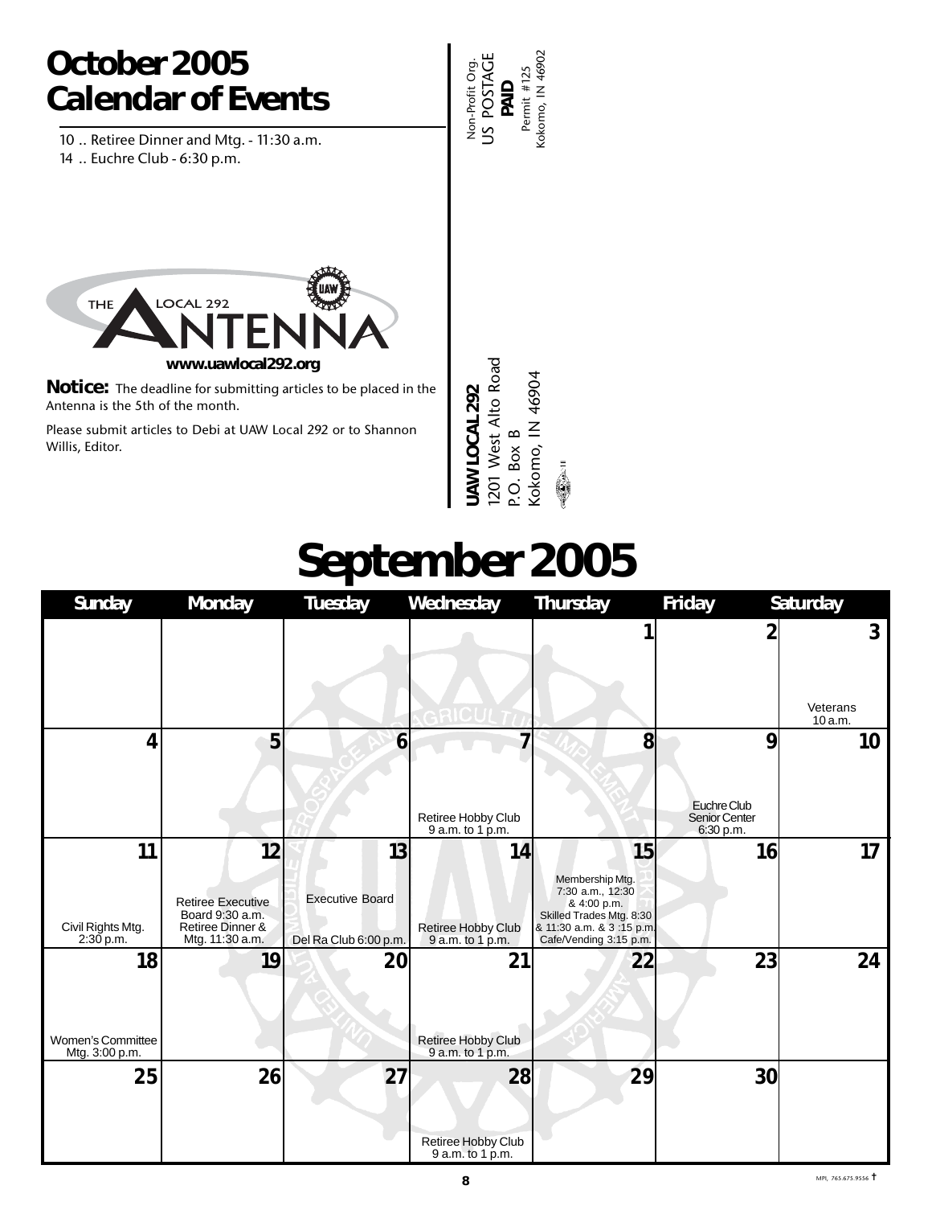# October 2005 Calendar of Events

10 .. Retiree Dinner and Mtg. - 11:30 a.m.
14 .. Euchre Club - 6:30 p.m.

THE LOCAL 292 ANTENNA

www.uawlocal292.org

**Notice:** The deadline for submitting articles to be placed in the Antenna is the 5th of the month.

Please submit articles to Debi at UAW Local 292 or to Shannon Willis, Editor.

Non-Profit Org.
US POSTAGE
**PAID**
Permit #125
Kokomo, IN 46902

**UAW LOCAL 292**
1201 West Alto Road
P.O. Box B
Kokomo, IN 46904

# September 2005

| Sunday | Monday | Tuesday | Wednesday | Thursday | Friday | Saturday |
|---|---|---|---|---|---|---|
| | | | | 1 | 2 | 3 Veterans 10 a.m. |
| 4 | 5 | 6 | 7 Retiree Hobby Club 9 a.m. to 1 p.m. | 8 | 9 Euchre Club Senior Center 6:30 p.m. | 10 |
| 11 Civil Rights Mtg. 2:30 p.m. | 12 Retiree Executive Board 9:30 a.m. Retiree Dinner & Mtg. 11:30 a.m. | 13 Executive Board Del Ra Club 6:00 p.m. | 14 Retiree Hobby Club 9 a.m. to 1 p.m. | 15 Membership Mtg. 7:30 a.m., 12:30 & 4:00 p.m. Skilled Trades Mtg. 8:30 & 11:30 a.m. & 3 :15 p.m. Cafe/Vending 3:15 p.m. | 16 | 17 |
| 18 Women's Committee Mtg. 3:00 p.m. | 19 | 20 | 21 Retiree Hobby Club 9 a.m. to 1 p.m. | 22 | 23 | 24 |
| 25 | 26 | 27 | 28 Retiree Hobby Club 9 a.m. to 1 p.m. | 29 | 30 | |

MPI, 765.675.9556